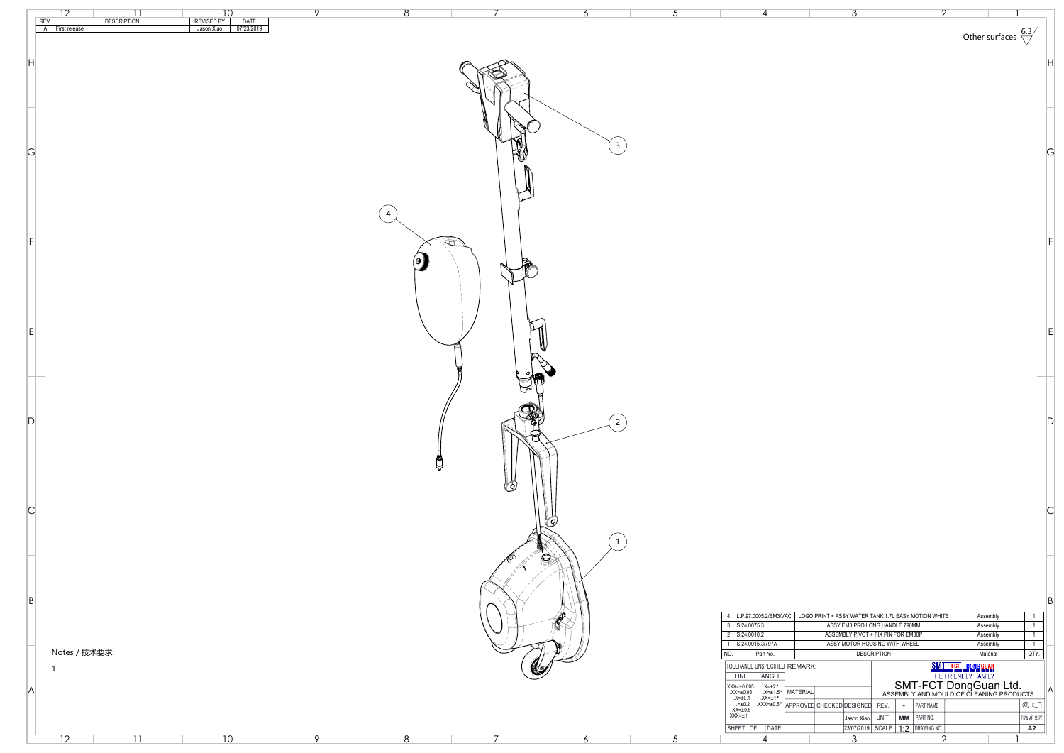| REV. | DESCRIPTION | REVISED BY | DATE |
| --- | --- | --- | --- |
| A | First release | Jason Xiao | 07/23/2019 |

Other surfaces 6.3

Notes / 技术要求:

1.

| NO. | Part No. | DESCRIPTION | Material | QTY. |
| --- | --- | --- | --- | --- |
| 4 | L.P.97.0005.2/EM3/VAC | LOGO PRINT + ASSY WATER TANK 1.7L EASY MOTION WHITE | Assembly | 1 |
| 3 | S.24.0075.3 | ASSY EM3 PRO LONG HANDLE 790MM | Assembly | 1 |
| 2 | S.24.0010.2 | ASSEMBLY PIVOT + FIX PIN FOR EM30P | Assembly | 1 |
| 1 | S.24.0015.3/797A | ASSY MOTOR HOUSING WITH WHEEL | Assembly | 1 |

| TOLERANCE UNSPECIFIED | | REMARK: |
| --- | --- | --- |
| LINE | ANGLE | |
| .XXX=±0.005, .XX=±0.05, .X=±0.1, .=±0.2, XX=±0.5, XXX=±1 | .X=±2°, .X=±1.5°, .XX=±1°, .XXX=±0.5° | |

| MATERIAL | | | | | |
| --- | --- | --- | --- | --- | --- |
| APPROVED | CHECKED | DESIGNED | REV. | – | PART NAME |
| | | Jason Xiao | UNIT | MM | PART NO. |
| SHEET OF | DATE | 23/07/2019 | SCALE | 1:2 | DRAWING NO. |

SMT-FCT DONGGUAN
THE FRIENDLY FAMILY

SMT-FCT DongGuan Ltd.
ASSEMBLY AND MOULD OF CLEANING PRODUCTS

FRAME SIZE: A2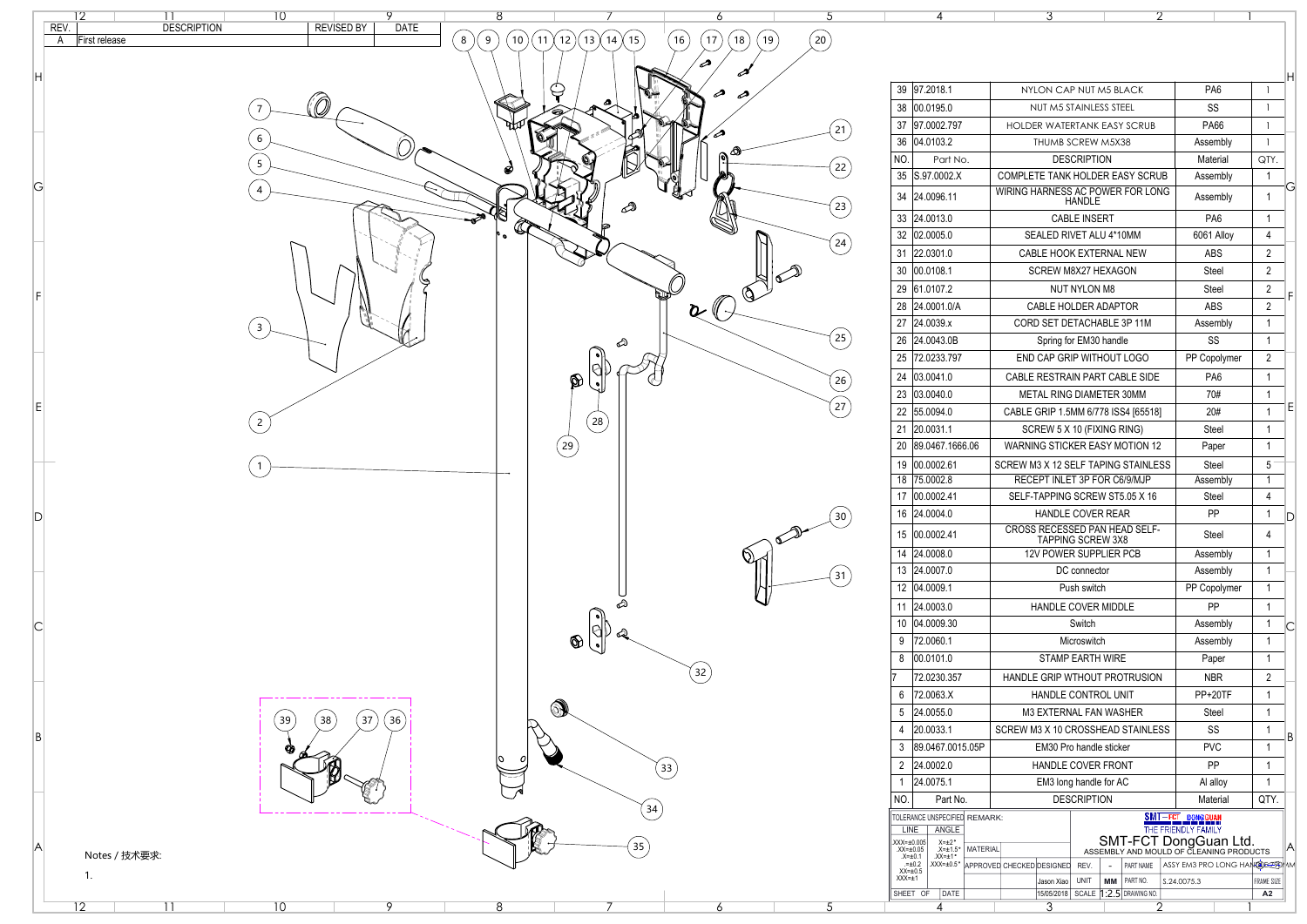| REV. | DESCRIPTION | REVISED BY | DATE |
|---|---|---|---|
| A | First release | | |

| NO. | Part No. | DESCRIPTION | Material | QTY. |
|---|---|---|---|---|
| 39 | 97.2018.1 | NYLON CAP NUT M5 BLACK | PA6 | 1 |
| 38 | 00.0195.0 | NUT M5 STAINLESS STEEL | SS | 1 |
| 37 | 97.0002.797 | HOLDER WATERTANK EASY SCRUB | PA66 | 1 |
| 36 | 04.0103.2 | THUMB SCREW M5X38 | Assembly | 1 |

| NO. | Part No. | DESCRIPTION | Material | QTY. |
|---|---|---|---|---|
| 35 | S.97.0002.X | COMPLETE TANK HOLDER EASY SCRUB | Assembly | 1 |
| 34 | 24.0096.11 | WIRING HARNESS AC POWER FOR LONG HANDLE | Assembly | 1 |
| 33 | 24.0013.0 | CABLE INSERT | PA6 | 1 |
| 32 | 02.0005.0 | SEALED RIVET ALU 4*10MM | 6061 Alloy | 4 |
| 31 | 22.0301.0 | CABLE HOOK EXTERNAL NEW | ABS | 2 |
| 30 | 00.0108.1 | SCREW M8X27 HEXAGON | Steel | 2 |
| 29 | 61.0107.2 | NUT NYLON M8 | Steel | 2 |
| 28 | 24.0001.0/A | CABLE HOLDER ADAPTOR | ABS | 2 |
| 27 | 24.0039.x | CORD SET DETACHABLE 3P 11M | Assembly | 1 |
| 26 | 24.0043.0B | Spring for EM30 handle | SS | 1 |
| 25 | 72.0233.797 | END CAP GRIP WITHOUT LOGO | PP Copolymer | 2 |
| 24 | 03.0041.0 | CABLE RESTRAIN PART CABLE SIDE | PA6 | 1 |
| 23 | 03.0040.0 | METAL RING DIAMETER 30MM | 70# | 1 |
| 22 | 55.0094.0 | CABLE GRIP 1.5MM 6/778 ISS4 [65518] | 20# | 1 |
| 21 | 20.0031.1 | SCREW 5 X 10 (FIXING RING) | Steel | 1 |
| 20 | 89.0467.1666.06 | WARNING STICKER EASY MOTION 12 | Paper | 1 |
| 19 | 00.0002.61 | SCREW M3 X 12 SELF TAPING STAINLESS | Steel | 5 |
| 18 | 75.0002.8 | RECEPT INLET 3P FOR C6/9/MJP | Assembly | 1 |
| 17 | 00.0002.41 | SELF-TAPPING SCREW ST5.05 X 16 | Steel | 4 |
| 16 | 24.0004.0 | HANDLE COVER REAR | PP | 1 |
| 15 | 00.0002.41 | CROSS RECESSED PAN HEAD SELF-TAPPING SCREW 3X8 | Steel | 4 |
| 14 | 24.0008.0 | 12V POWER SUPPLIER PCB | Assembly | 1 |
| 13 | 24.0007.0 | DC connector | Assembly | 1 |
| 12 | 04.0009.1 | Push switch | PP Copolymer | 1 |
| 11 | 24.0003.0 | HANDLE COVER MIDDLE | PP | 1 |
| 10 | 04.0009.30 | Switch | Assembly | 1 |
| 9 | 72.0060.1 | Microswitch | Assembly | 1 |
| 8 | 00.0101.0 | STAMP EARTH WIRE | Paper | 1 |
| 7 | 72.0230.357 | HANDLE GRIP WTHOUT PROTRUSION | NBR | 2 |
| 6 | 72.0063.X | HANDLE CONTROL UNIT | PP+20TF | 1 |
| 5 | 24.0055.0 | M3 EXTERNAL FAN WASHER | Steel | 1 |
| 4 | 20.0033.1 | SCREW M3 X 10 CROSSHEAD STAINLESS | SS | 1 |
| 3 | 89.0467.0015.05P | EM30 Pro handle sticker | PVC | 1 |
| 2 | 24.0002.0 | HANDLE COVER FRONT | PP | 1 |
| 1 | 24.0075.1 | EM3 long handle for AC | Al alloy | 1 |

Notes / 技术要求:

1.

| TOLERANCE UNSPECIFIED | | REMARK: |
|---|---|---|
| LINE | ANGLE | |
| XXX=±0.005, .XX=±0.05, .X=±0.1, .=±0.2, XX=±0.5, XXX=±1 | X=±2°, .X=±1.5°, .XX=±1°, .XXX=±0.5° | MATERIAL |

| APPROVED | CHECKED | DESIGNED | REV. | – | PART NAME | ASSY EM3 PRO LONG HANDLE |
|---|---|---|---|---|---|---|
| | | Jason Xiao | UNIT | MM | PART NO. | S.24.0075.3 |
| SHEET OF | DATE | 15/05/2018 | SCALE | 1:2.5 | DRAWING NO. | FRAME SIZE A2 |

SMT-FCT DONGGUAN — THE FRIENDLY FAMILY

SMT-FCT DongGuan Ltd.
ASSEMBLY AND MOULD OF CLEANING PRODUCTS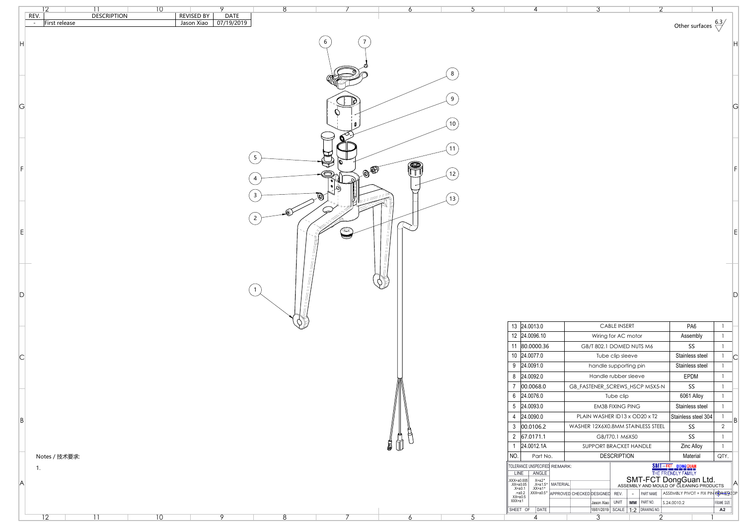| REV. | DESCRIPTION | REVISED BY | DATE |
|---|---|---|---|
| - | First release | Jason Xiao | 07/19/2019 |

Other surfaces 6.3

| NO. | Part No. | DESCRIPTION | Material | QTY. |
|---|---|---|---|---|
| 13 | 24.0013.0 | CABLE INSERT | PA6 | 1 |
| 12 | 24.0096.10 | Wiring for AC motor | Assembly | 1 |
| 11 | 80.0000.36 | GB/T 802.1 DOMED NUTS M6 | SS | 1 |
| 10 | 24.0077.0 | Tube clip sleeve | Stainless steel | 1 |
| 9 | 24.0091.0 | handle supporting pin | Stainless steel | 1 |
| 8 | 24.0092.0 | Handle rubber sleeve | EPDM | 1 |
| 7 | 00.0068.0 | GB_FASTENER_SCREWS_HSCP M5X5-N | SS | 1 |
| 6 | 24.0076.0 | Tube clip | 6061 Alloy | 1 |
| 5 | 24.0093.0 | EM3B FIXING PING | Stainless steel | 1 |
| 4 | 24.0090.0 | PLAIN WASHER ID13 x OD20 x T2 | Stainless steel 304 | 1 |
| 3 | 00.0106.2 | WASHER 12X6X0.8MM STAINLESS STEEL | SS | 2 |
| 2 | 67.0171.1 | GB/T70.1 M6X50 | SS | 1 |
| 1 | 24.0012.1A | SUPPORT BRACKET HANDLE | Zinc Alloy | 1 |

Notes / 技术要求:

1.

| TOLERANCE UNSPECIFIED | | REMARK: | | |
|---|---|---|---|---|
| LINE | ANGLE | | | |
| .XXX=±0.005 .XX=±0.05 .X=±0.1 .=±0.2 XX=±0.5 XXX=±1 | .X=±2° .X=±1.5° .XX=±1° .XXX=±0.5° | MATERIAL | | |
| | | APPROVED | CHECKED | DESIGNED |
| | | | | Jason Xiao |
| SHEET OF | DATE | | | 18/01/2019 |

SMT-FCT DONGGUAN THE FRIENDLY FAMILY

SMT-FCT DongGuan Ltd.
ASSEMBLY AND MOULD OF CLEANING PRODUCTS

| REV. | - | PART NAME | ASSEMBLY PIVOT + FIX PIN FOR EM3B | |
|---|---|---|---|---|
| UNIT | MM | PART NO. | S.24.0010.2 | FRAME SIZE |
| SCALE | 1:2 | DRAWING NO. | | A2 |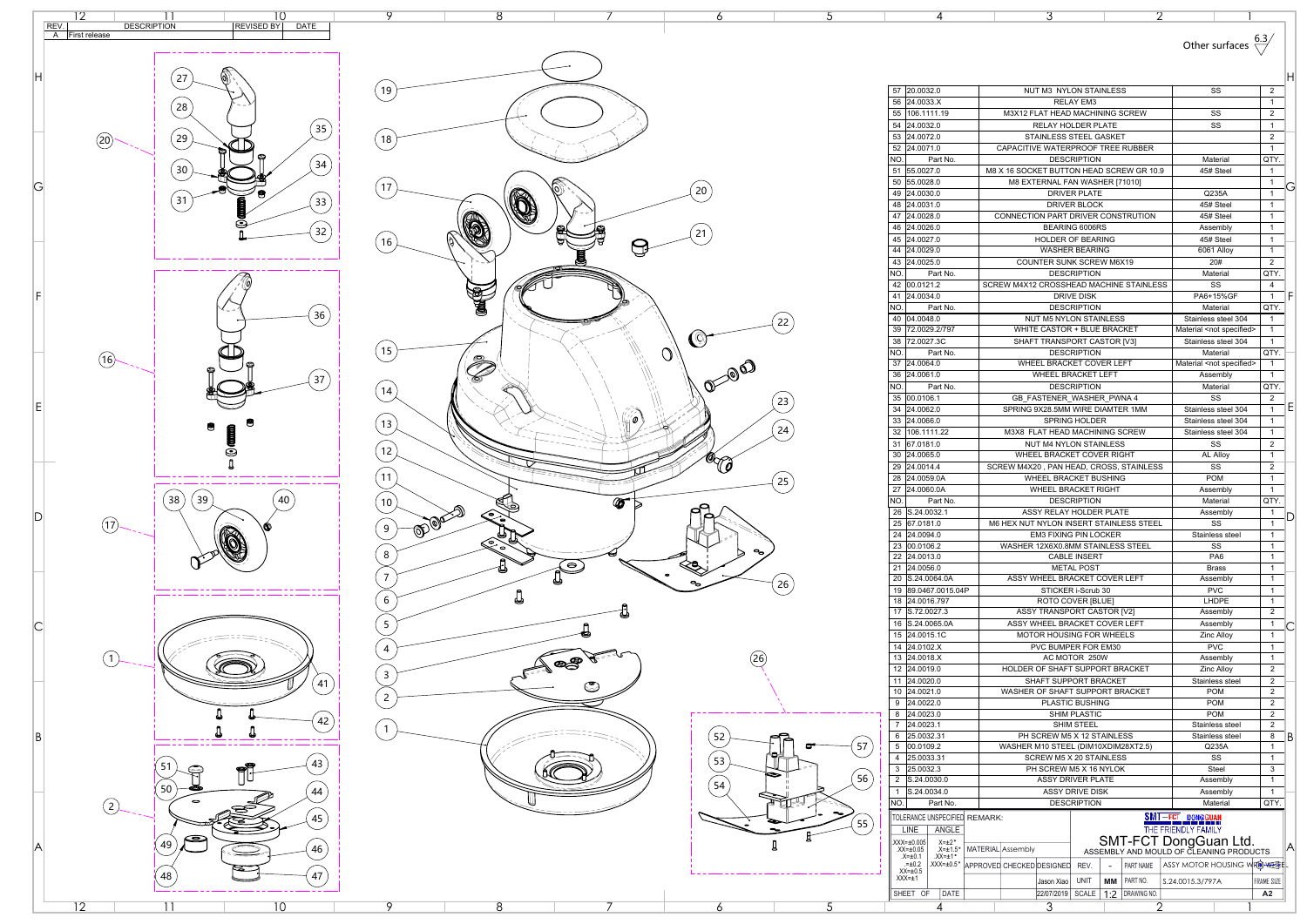| REV. | DESCRIPTION | REVISED BY | DATE |
|---|---|---|---|
| A | First release | | |

Other surfaces 6.3

| NO. | Part No. | DESCRIPTION | Material | QTY. |
|---|---|---|---|---|
| 57 | 20.0032.0 | NUT M3 NYLON STAINLESS | SS | 2 |
| 56 | 24.0033.X | RELAY EM3 | | 1 |
| 55 | 106.1111.19 | M3X12 FLAT HEAD MACHINING SCREW | SS | 2 |
| 54 | 24.0032.0 | RELAY HOLDER PLATE | SS | 1 |
| 53 | 24.0072.0 | STAINLESS STEEL GASKET | | 2 |
| 52 | 24.0071.0 | CAPACITIVE WATERPROOF TREE RUBBER | | 1 |

| NO. | Part No. | DESCRIPTION | Material | QTY. |
|---|---|---|---|---|
| 51 | 55.0027.0 | M8 X 16 SOCKET BUTTON HEAD SCREW GR 10.9 | 45# Steel | 1 |
| 50 | 55.0028.0 | M8 EXTERNAL FAN WASHER [71010] | | 1 |
| 49 | 24.0030.0 | DRIVER PLATE | Q235A | 1 |
| 48 | 24.0031.0 | DRIVER BLOCK | 45# Steel | 1 |
| 47 | 24.0028.0 | CONNECTION PART DRIVER CONSTRUTION | 45# Steel | 1 |
| 46 | 24.0026.0 | BEARING 6006RS | Assembly | 1 |
| 45 | 24.0027.0 | HOLDER OF BEARING | 45# Steel | 1 |
| 44 | 24.0029.0 | WASHER BEARING | 6061 Alloy | 1 |
| 43 | 24.0025.0 | COUNTER SUNK SCREW M6X19 | 20# | 2 |

| NO. | Part No. | DESCRIPTION | Material | QTY. |
|---|---|---|---|---|
| 42 | 00.0121.2 | SCREW M4X12 CROSSHEAD MACHINE STAINLESS | SS | 4 |
| 41 | 24.0034.0 | DRIVE DISK | PA6+15%GF | 1 |

| NO. | Part No. | DESCRIPTION | Material | QTY. |
|---|---|---|---|---|
| 40 | 04.0048.0 | NUT M5 NYLON STAINLESS | Stainless steel 304 | 1 |
| 39 | 72.0029.2/797 | WHITE CASTOR + BLUE BRACKET | Material <not specified> | 1 |
| 38 | 72.0027.3C | SHAFT TRANSPORT CASTOR [V3] | Stainless steel 304 | 1 |

| NO. | Part No. | DESCRIPTION | Material | QTY. |
|---|---|---|---|---|
| 37 | 24.0064.0 | WHEEL BRACKET COVER LEFT | Material <not specified> | 1 |
| 36 | 24.0061.0 | WHEEL BRACKET LEFT | Assembly | 1 |

| NO. | Part No. | DESCRIPTION | Material | QTY. |
|---|---|---|---|---|
| 35 | 00.0106.1 | GB_FASTENER_WASHER_PWNA 4 | SS | 2 |
| 34 | 24.0062.0 | SPRING 9X28.5MM WIRE DIAMTER 1MM | Stainless steel 304 | 1 |
| 33 | 24.0066.0 | SPRING HOLDER | Stainless steel 304 | 1 |
| 32 | 106.1111.22 | M3X8 FLAT HEAD MACHINING SCREW | Stainless steel 304 | 1 |
| 31 | 67.0181.0 | NUT M4 NYLON STAINLESS | SS | 2 |
| 30 | 24.0065.0 | WHEEL BRACKET COVER RIGHT | AL Alloy | 1 |
| 29 | 24.0014.4 | SCREW M4X20 , PAN HEAD, CROSS, STAINLESS | SS | 2 |
| 28 | 24.0059.0A | WHEEL BRACKET BUSHING | POM | 1 |
| 27 | 24.0060.0A | WHEEL BRACKET RIGHT | Assembly | 1 |

| NO. | Part No. | DESCRIPTION | Material | QTY. |
|---|---|---|---|---|
| 26 | S.24.0032.1 | ASSY RELAY HOLDER PLATE | Assembly | 1 |
| 25 | 67.0181.0 | M6 HEX NUT NYLON INSERT STAINLESS STEEL | SS | 1 |
| 24 | 24.0094.0 | EM3 FIXING PIN LOCKER | Stainless steel | 1 |
| 23 | 00.0106.2 | WASHER 12X6X0.8MM STAINLESS STEEL | SS | 1 |
| 22 | 24.0013.0 | CABLE INSERT | PA6 | 1 |
| 21 | 24.0056.0 | METAL POST | Brass | 1 |
| 20 | S.24.0064.0A | ASSY WHEEL BRACKET COVER LEFT | Assembly | 1 |
| 19 | 89.0467.0015.04P | STICKER i-Scrub 30 | PVC | 1 |
| 18 | 24.0016.797 | ROTO COVER [BLUE] | LHDPE | 1 |
| 17 | S.72.0027.3 | ASSY TRANSPORT CASTOR [V2] | Assembly | 2 |
| 16 | S.24.0065.0A | ASSY WHEEL BRACKET COVER LEFT | Assembly | 1 |
| 15 | 24.0015.1C | MOTOR HOUSING FOR WHEELS | Zinc Alloy | 1 |
| 14 | 24.0102.X | PVC BUMPER FOR EM30 | PVC | 1 |
| 13 | 24.0018.X | AC MOTOR 250W | Assembly | 1 |
| 12 | 24.0019.0 | HOLDER OF SHAFT SUPPORT BRACKET | Zinc Alloy | 2 |
| 11 | 24.0020.0 | SHAFT SUPPORT BRACKET | Stainless steel | 2 |
| 10 | 24.0021.0 | WASHER OF SHAFT SUPPORT BRACKET | POM | 2 |
| 9 | 24.0022.0 | PLASTIC BUSHING | POM | 2 |
| 8 | 24.0023.0 | SHIM PLASTIC | POM | 2 |
| 7 | 24.0023.1 | SHIM STEEL | Stainless steel | 2 |
| 6 | 25.0032.31 | PH SCREW M5 X 12 STAINLESS | Stainless steel | 8 |
| 5 | 00.0109.2 | WASHER M10 STEEL (DIM10XDIM28XT2.5) | Q235A | 1 |
| 4 | 25.0033.31 | SCREW M5 X 20 STAINLESS | SS | 1 |
| 3 | 25.0032.3 | PH SCREW M5 X 16 NYLOK | Steel | 3 |
| 2 | S.24.0030.0 | ASSY DRIVER PLATE | Assembly | 1 |
| 1 | S.24.0034.0 | ASSY DRIVE DISK | Assembly | 1 |

TOLERANCE UNSPECIFIED

| LINE | ANGLE |
|---|---|
| .XXX=±0.005 | .X=±2° |
| .XX=±0.05 | .X=±1.5° |
| .X=±0.1 | .XX=±1° |
| .=±0.2 | .XXX=±0.5° |
| XX=±0.5 | |
| XXX=±1 | |

REMARK:

MATERIAL: Assembly

SMT-FCT DONGGUAN — THE FRIENDLY FAMILY

SMT-FCT DongGuan Ltd.
ASSEMBLY AND MOULD OF CLEANING PRODUCTS

| APPROVED | CHECKED | DESIGNED | REV. | – | PART NAME | ASSY MOTOR HOUSING WITH WHEEL |
|---|---|---|---|---|---|---|
| | | Jason Xiao | UNIT | MM | PART NO. | S.24.0015.3/797A |
| SHEET OF | DATE | 22/07/2019 | SCALE | 1:2 | DRAWING NO. | |

FRAME SIZE: A2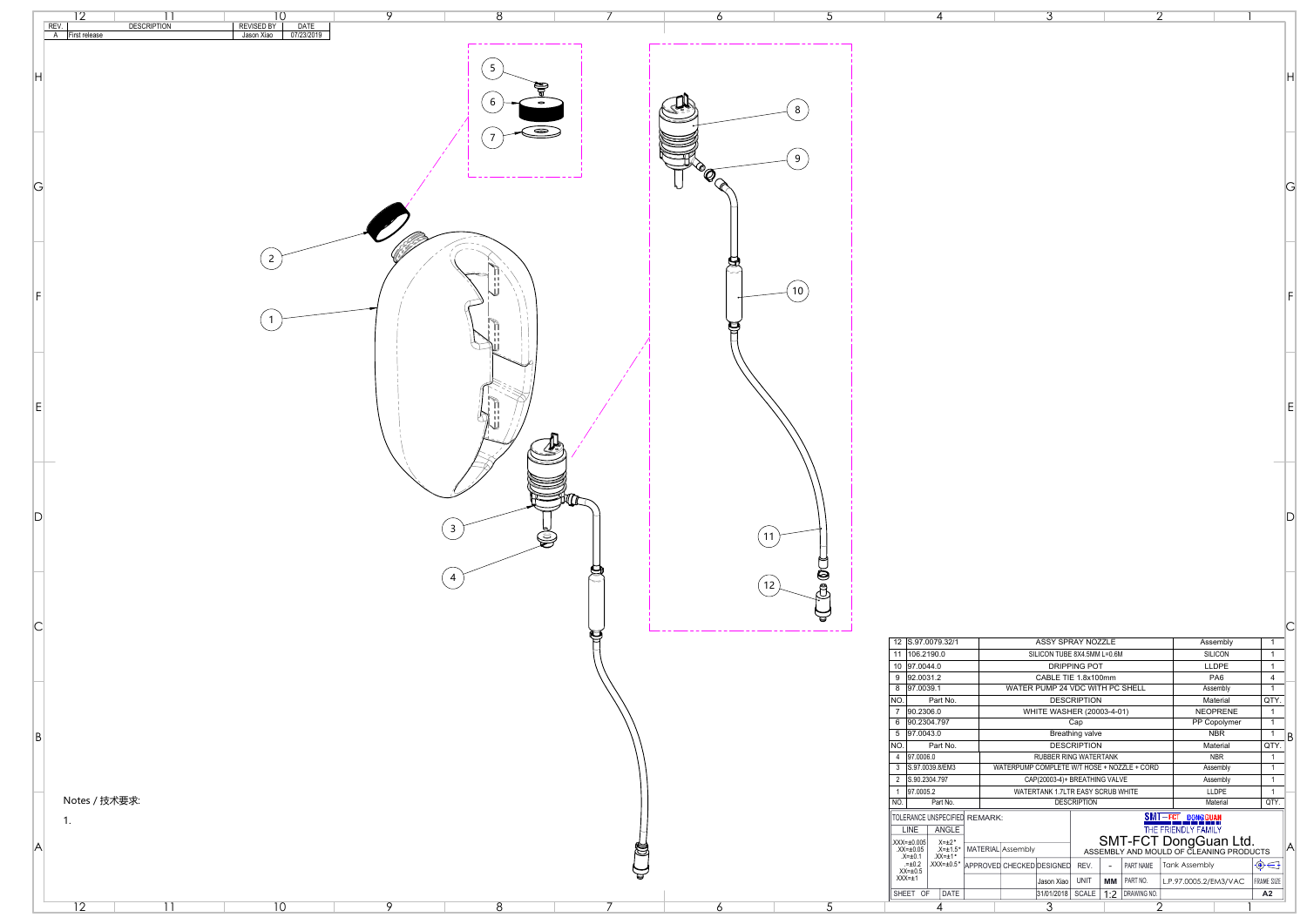| REV. | DESCRIPTION | REVISED BY | DATE |
|---|---|---|---|
| A | First release | Jason Xiao | 07/23/2019 |

| NO. | Part No. | DESCRIPTION | Material | QTY. |
|---|---|---|---|---|
| 12 | S.97.0079.32/1 | ASSY SPRAY NOZZLE | Assembly | 1 |
| 11 | 106.2190.0 | SILICON TUBE 8X4.5MM L=0.6M | SILICON | 1 |
| 10 | 97.0044.0 | DRIPPING POT | LLDPE | 1 |
| 9 | 92.0031.2 | CABLE TIE 1.8x100mm | PA6 | 4 |
| 8 | 97.0039.1 | WATER PUMP 24 VDC WITH PC SHELL | Assembly | 1 |

| NO. | Part No. | DESCRIPTION | Material | QTY. |
|---|---|---|---|---|
| 7 | 90.2306.0 | WHITE WASHER (20003-4-01) | NEOPRENE | 1 |
| 6 | 90.2304.797 | Cap | PP Copolymer | 1 |
| 5 | 97.0043.0 | Breathing valve | NBR | 1 |

| NO. | Part No. | DESCRIPTION | Material | QTY. |
|---|---|---|---|---|
| 4 | 97.0006.0 | RUBBER RING WATERTANK | NBR | 1 |
| 3 | S.97.0039.8/EM3 | WATERPUMP COMPLETE W/T HOSE + NOZZLE + CORD | Assembly | 1 |
| 2 | S.90.2304.797 | CAP(20003-4)+ BREATHING VALVE | Assembly | 1 |
| 1 | 97.0005.2 | WATERTANK 1.7LTR EASY SCRUB WHITE | LLDPE | 1 |

Notes / 技术要求:

1.

TOLERANCE UNSPECIFIED

| LINE | ANGLE |
|---|---|
| .XXX=±0.005 | X=±2° |
| .XX=±0.05 | .X=±1.5° |
| .X=±0.1 | .XX=±1° |
| .=±0.2 | .XXX=±0.5° |
| XX=±0.5 | |
| XXX=±1 | |

REMARK:

MATERIAL: Assembly

SMT-FCT DONGGUAN — THE FRIENDLY FAMILY

SMT-FCT DongGuan Ltd.

ASSEMBLY AND MOULD OF CLEANING PRODUCTS

| APPROVED | CHECKED | DESIGNED | REV. | – | PART NAME | Tank Assembly |
|---|---|---|---|---|---|---|
| | | Jason Xiao | UNIT | MM | PART NO. | L.P.97.0005.2/EM3/VAC |
| SHEET OF | DATE | 31/01/2018 | SCALE | 1:2 | DRAWING NO. | |

FRAME SIZE: A2